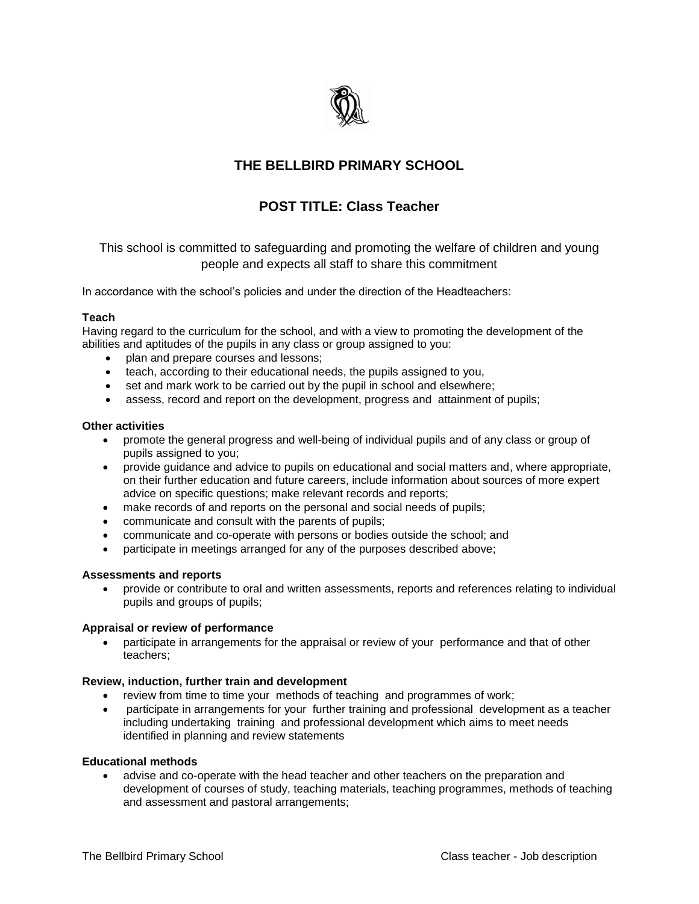# THE BELLBIRD PRIMARY SCHOOL

## POST TITLE: Class Teacher

This school is committed to safeguarding and promoting the welfare of children and young people and expects all staff to share this commitment

In accordance with the school's policies and under the direction of the Headteachers:

**Teach**

Having regard to the curriculum for the school, and with a view to promoting the development of the abilities and aptitudes of the pupils in any class or group assigned to you:

- plan and prepare courses and lessons;
- teach, according to their educational needs, the pupils assigned to you,
- set and mark work to be carried out by the pupil in school and elsewhere;
- assess, record and report on the development, progress and attainment of pupils;

**Other activities**

- promote the general progress and well-being of individual pupils and of any class or group of pupils assigned to you;
- provide guidance and advice to pupils on educational and social matters and, where appropriate, on their further education and future careers, include information about sources of more expert advice on specific questions; make relevant records and reports;
- make records of and reports on the personal and social needs of pupils;
- communicate and consult with the parents of pupils;
- communicate and co-operate with persons or bodies outside the school; and
- participate in meetings arranged for any of the purposes described above;

**Assessments and reports**

- provide or contribute to oral and written assessments, reports and references relating to individual pupils and groups of pupils;

**Appraisal or review of performance**

- participate in arrangements for the appraisal or review of your performance and that of other teachers;

**Review, induction, further train and development**

- review from time to time your methods of teaching and programmes of work;
- participate in arrangements for your further training and professional development as a teacher including undertaking training and professional development which aims to meet needs identified in planning and review statements

**Educational methods**

- advise and co-operate with the head teacher and other teachers on the preparation and development of courses of study, teaching materials, teaching programmes, methods of teaching and assessment and pastoral arrangements;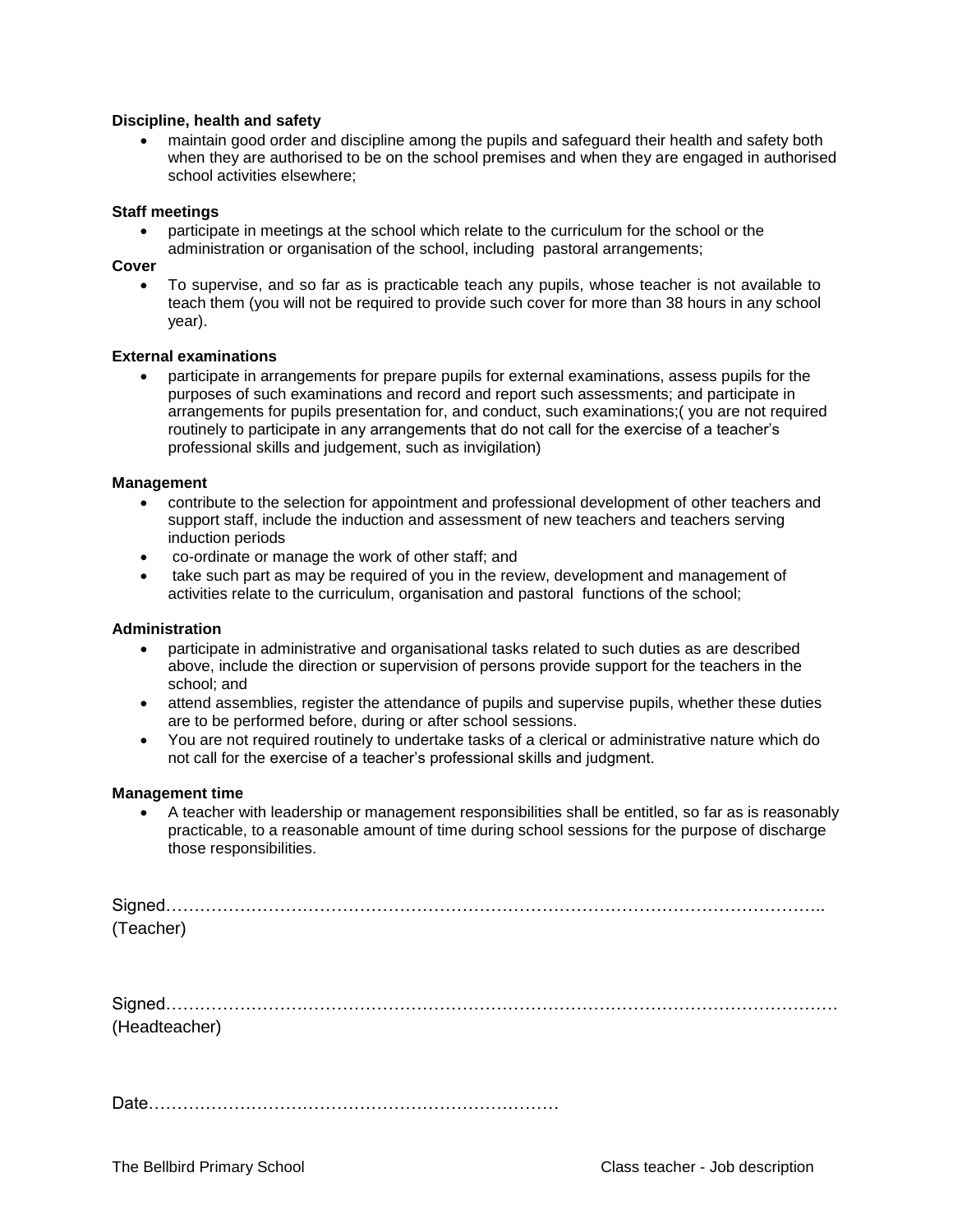**Discipline, health and safety**

- maintain good order and discipline among the pupils and safeguard their health and safety both when they are authorised to be on the school premises and when they are engaged in authorised school activities elsewhere;

**Staff meetings**

- participate in meetings at the school which relate to the curriculum for the school or the administration or organisation of the school, including pastoral arrangements;

**Cover**

- To supervise, and so far as is practicable teach any pupils, whose teacher is not available to teach them (you will not be required to provide such cover for more than 38 hours in any school year).

**External examinations**

- participate in arrangements for prepare pupils for external examinations, assess pupils for the purposes of such examinations and record and report such assessments; and participate in arrangements for pupils presentation for, and conduct, such examinations;( you are not required routinely to participate in any arrangements that do not call for the exercise of a teacher's professional skills and judgement, such as invigilation)

**Management**

- contribute to the selection for appointment and professional development of other teachers and support staff, include the induction and assessment of new teachers and teachers serving induction periods
- co-ordinate or manage the work of other staff; and
- take such part as may be required of you in the review, development and management of activities relate to the curriculum, organisation and pastoral functions of the school;

**Administration**

- participate in administrative and organisational tasks related to such duties as are described above, include the direction or supervision of persons provide support for the teachers in the school; and
- attend assemblies, register the attendance of pupils and supervise pupils, whether these duties are to be performed before, during or after school sessions.
- You are not required routinely to undertake tasks of a clerical or administrative nature which do not call for the exercise of a teacher's professional skills and judgment.

**Management time**

- A teacher with leadership or management responsibilities shall be entitled, so far as is reasonably practicable, to a reasonable amount of time during school sessions for the purpose of discharge those responsibilities.

Signed……………………………………………………………………………………………………..
(Teacher)

Signed………………………………………………………………………………………………………
(Headteacher)

Date………………………………………………………………